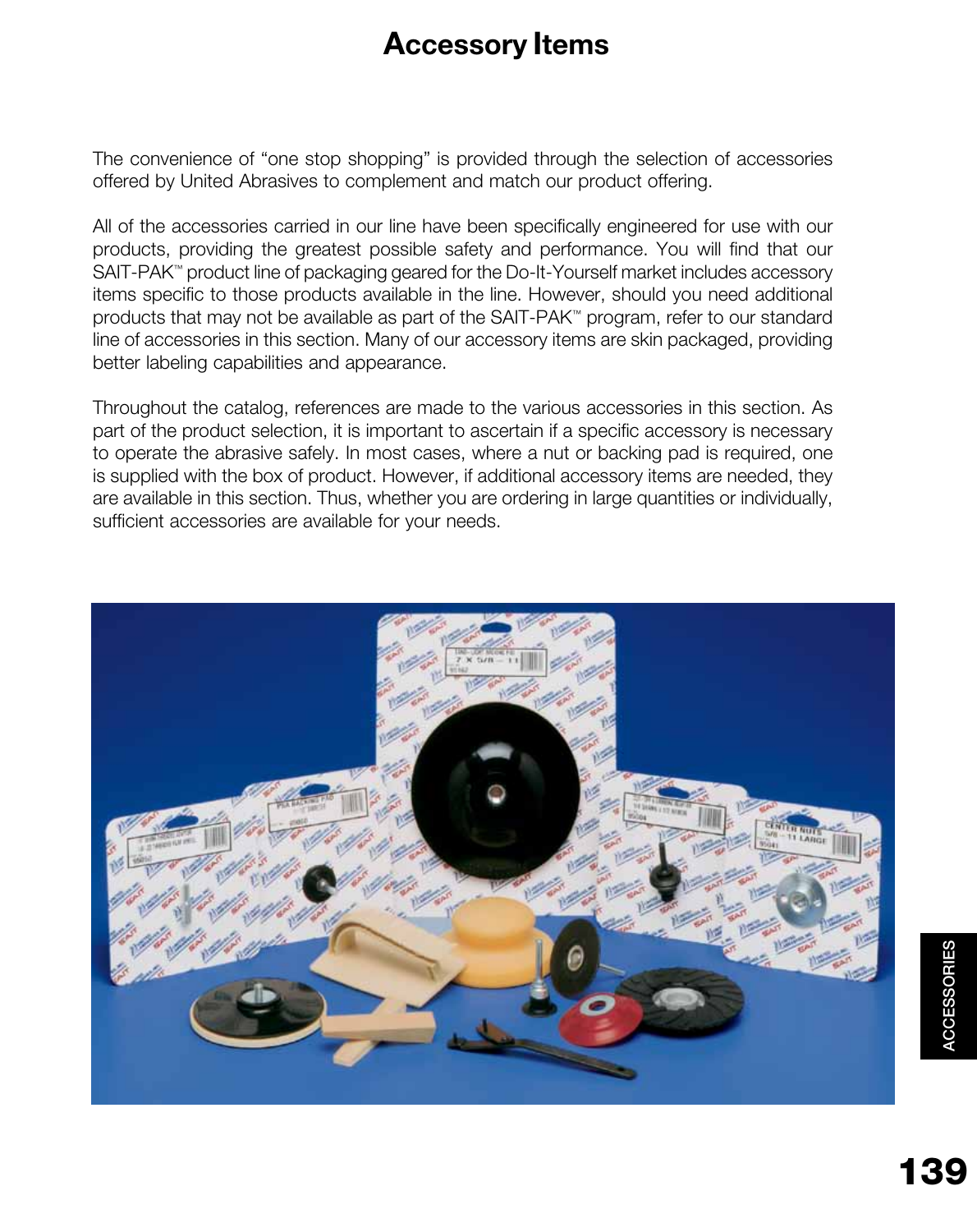# Accessory Items

The convenience of "one stop shopping" is provided through the selection of accessories offered by United Abrasives to complement and match our product offering.

All of the accessories carried in our line have been specifically engineered for use with our products, providing the greatest possible safety and performance. You will find that our SAIT-PAK™ product line of packaging geared for the Do-It-Yourself market includes accessory items specific to those products available in the line. However, should you need additional products that may not be available as part of the SAIT-PAK™ program, refer to our standard line of accessories in this section. Many of our accessory items are skin packaged, providing better labeling capabilities and appearance.

Throughout the catalog, references are made to the various accessories in this section. As part of the product selection, it is important to ascertain if a specific accessory is necessary to operate the abrasive safely. In most cases, where a nut or backing pad is required, one is supplied with the box of product. However, if additional accessory items are needed, they are available in this section. Thus, whether you are ordering in large quantities or individually, sufficient accessories are available for your needs.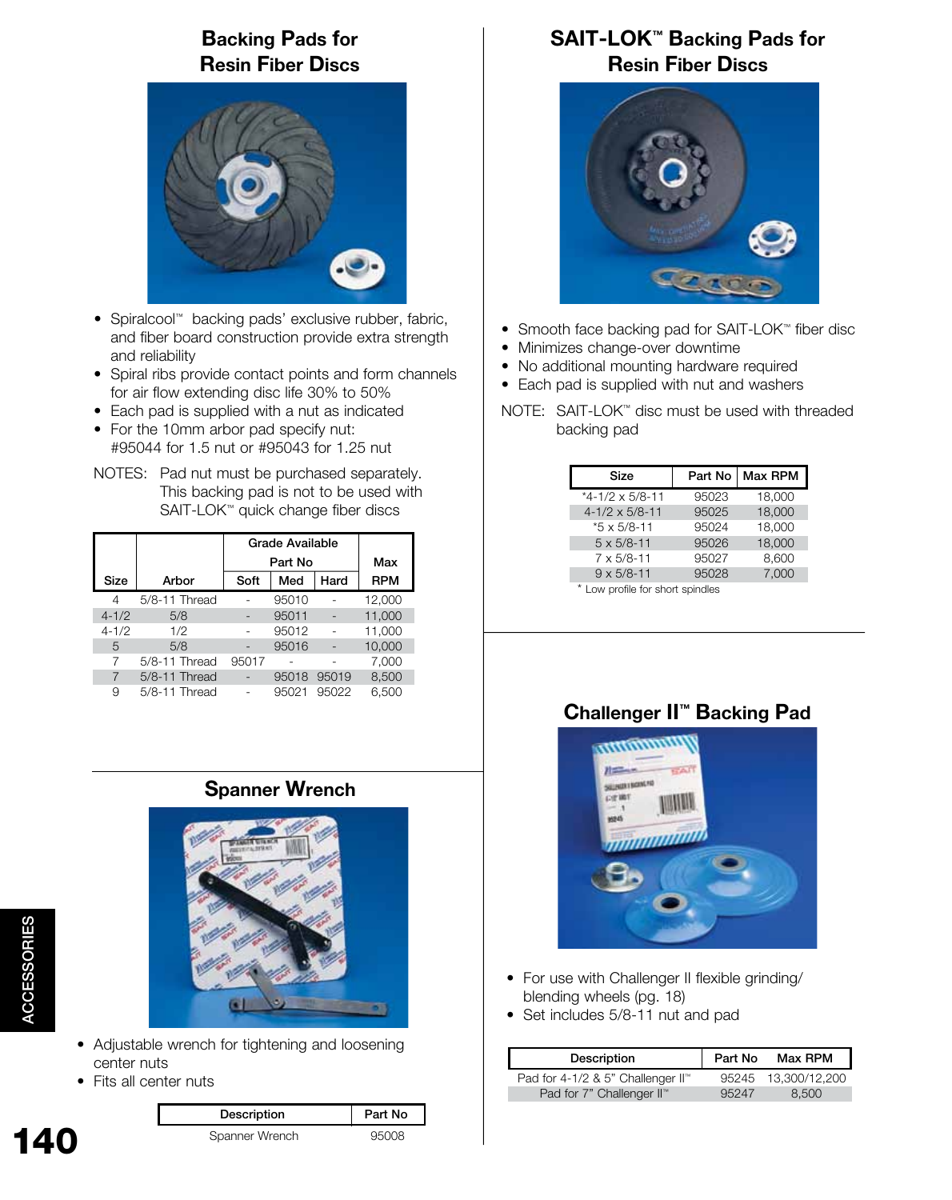## Backing Pads for Resin Fiber Discs

- Spiralcool™ backing pads' exclusive rubber, fabric, and fiber board construction provide extra strength and reliability
- Spiral ribs provide contact points and form channels for air flow extending disc life 30% to 50%
- Each pad is supplied with a nut as indicated
- For the 10mm arbor pad specify nut: #95044 for 1.5 nut or #95043 for 1.25 nut

NOTES: Pad nut must be purchased separately. This backing pad is not to be used with SAIT-LOK™ quick change fiber discs

| Size | Arbor | Grade Available Part No | | | Max |
|---|---|---|---|---|---|
| | | Soft | Med | Hard | RPM |
| 4 | 5/8-11 Thread | - | 95010 | - | 12,000 |
| 4-1/2 | 5/8 | - | 95011 | - | 11,000 |
| 4-1/2 | 1/2 | - | 95012 | - | 11,000 |
| 5 | 5/8 | - | 95016 | - | 10,000 |
| 7 | 5/8-11 Thread | 95017 | - | - | 7,000 |
| 7 | 5/8-11 Thread | - | 95018 | 95019 | 8,500 |
| 9 | 5/8-11 Thread | - | 95021 | 95022 | 6,500 |

## Spanner Wrench

- Adjustable wrench for tightening and loosening center nuts
- Fits all center nuts

| Description | Part No |
|---|---|
| Spanner Wrench | 95008 |

## SAIT-LOK™ Backing Pads for Resin Fiber Discs

- Smooth face backing pad for SAIT-LOK™ fiber disc
- Minimizes change-over downtime
- No additional mounting hardware required
- Each pad is supplied with nut and washers

NOTE: SAIT-LOK™ disc must be used with threaded backing pad

| Size | Part No | Max RPM |
|---|---|---|
| *4-1/2 x 5/8-11 | 95023 | 18,000 |
| 4-1/2 x 5/8-11 | 95025 | 18,000 |
| *5 x 5/8-11 | 95024 | 18,000 |
| 5 x 5/8-11 | 95026 | 18,000 |
| 7 x 5/8-11 | 95027 | 8,600 |
| 9 x 5/8-11 | 95028 | 7,000 |

* Low profile for short spindles

## Challenger II™ Backing Pad

- For use with Challenger II flexible grinding/ blending wheels (pg. 18)
- Set includes 5/8-11 nut and pad

| Description | Part No | Max RPM |
|---|---|---|
| Pad for 4-1/2 & 5" Challenger II™ | 95245 | 13,300/12,200 |
| Pad for 7" Challenger II™ | 95247 | 8,500 |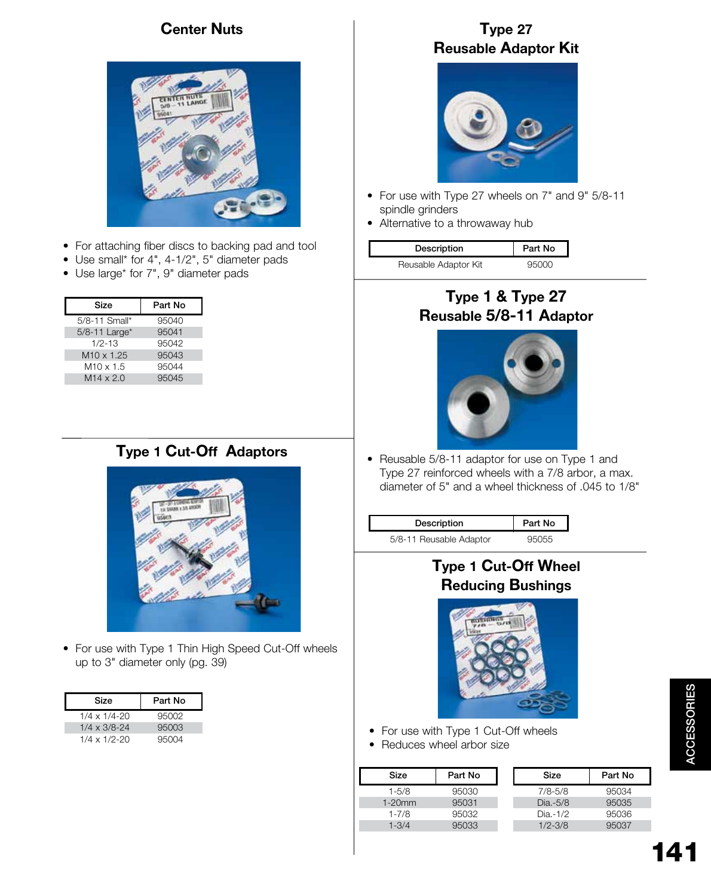## Center Nuts

- For attaching fiber discs to backing pad and tool
- Use small* for 4", 4-1/2", 5" diameter pads
- Use large* for 7", 9" diameter pads

| Size | Part No |
|---|---|
| 5/8-11 Small* | 95040 |
| 5/8-11 Large* | 95041 |
| 1/2-13 | 95042 |
| M10 x 1.25 | 95043 |
| M10 x 1.5 | 95044 |
| M14 x 2.0 | 95045 |

## Type 1 Cut-Off Adaptors

- For use with Type 1 Thin High Speed Cut-Off wheels up to 3" diameter only (pg. 39)

| Size | Part No |
|---|---|
| 1/4 x 1/4-20 | 95002 |
| 1/4 x 3/8-24 | 95003 |
| 1/4 x 1/2-20 | 95004 |

## Type 27 Reusable Adaptor Kit

- For use with Type 27 wheels on 7" and 9" 5/8-11 spindle grinders
- Alternative to a throwaway hub

| Description | Part No |
|---|---|
| Reusable Adaptor Kit | 95000 |

## Type 1 & Type 27 Reusable 5/8-11 Adaptor

- Reusable 5/8-11 adaptor for use on Type 1 and Type 27 reinforced wheels with a 7/8 arbor, a max. diameter of 5" and a wheel thickness of .045 to 1/8"

| Description | Part No |
|---|---|
| 5/8-11 Reusable Adaptor | 95055 |

## Type 1 Cut-Off Wheel Reducing Bushings

- For use with Type 1 Cut-Off wheels
- Reduces wheel arbor size

| Size | Part No | Size | Part No |
|---|---|---|---|
| 1-5/8 | 95030 | 7/8-5/8 | 95034 |
| 1-20mm | 95031 | Dia.-5/8 | 95035 |
| 1-7/8 | 95032 | Dia.-1/2 | 95036 |
| 1-3/4 | 95033 | 1/2-3/8 | 95037 |

ACCESSORIES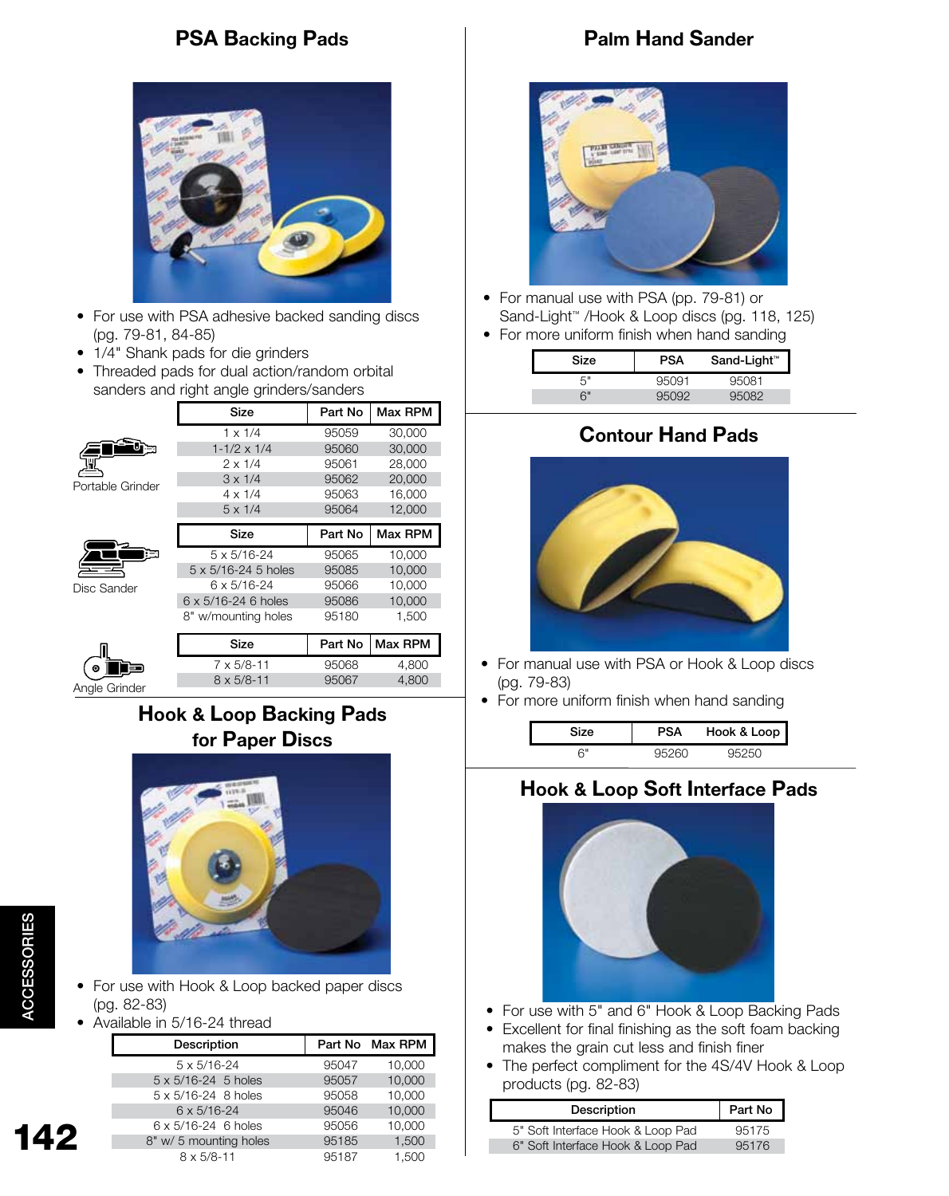## PSA Backing Pads

- For use with PSA adhesive backed sanding discs (pg. 79-81, 84-85)
- 1/4" Shank pads for die grinders
- Threaded pads for dual action/random orbital sanders and right angle grinders/sanders

Portable Grinder

| Size | Part No | Max RPM |
|---|---|---|
| 1 x 1/4 | 95059 | 30,000 |
| 1-1/2 x 1/4 | 95060 | 30,000 |
| 2 x 1/4 | 95061 | 28,000 |
| 3 x 1/4 | 95062 | 20,000 |
| 4 x 1/4 | 95063 | 16,000 |
| 5 x 1/4 | 95064 | 12,000 |

Disc Sander

| Size | Part No | Max RPM |
|---|---|---|
| 5 x 5/16-24 | 95065 | 10,000 |
| 5 x 5/16-24 5 holes | 95085 | 10,000 |
| 6 x 5/16-24 | 95066 | 10,000 |
| 6 x 5/16-24 6 holes | 95086 | 10,000 |
| 8" w/mounting holes | 95180 | 1,500 |

Angle Grinder

| Size | Part No | Max RPM |
|---|---|---|
| 7 x 5/8-11 | 95068 | 4,800 |
| 8 x 5/8-11 | 95067 | 4,800 |

## Hook & Loop Backing Pads for Paper Discs

- For use with Hook & Loop backed paper discs (pg. 82-83)
- Available in 5/16-24 thread

| Description | Part No | Max RPM |
|---|---|---|
| 5 x 5/16-24 | 95047 | 10,000 |
| 5 x 5/16-24 5 holes | 95057 | 10,000 |
| 5 x 5/16-24 8 holes | 95058 | 10,000 |
| 6 x 5/16-24 | 95046 | 10,000 |
| 6 x 5/16-24 6 holes | 95056 | 10,000 |
| 8" w/ 5 mounting holes | 95185 | 1,500 |
| 8 x 5/8-11 | 95187 | 1,500 |

## Palm Hand Sander

- For manual use with PSA (pp. 79-81) or Sand-Light™ /Hook & Loop discs (pg. 118, 125)
- For more uniform finish when hand sanding

| Size | PSA | Sand-Light™ |
|---|---|---|
| 5" | 95091 | 95081 |
| 6" | 95092 | 95082 |

## Contour Hand Pads

- For manual use with PSA or Hook & Loop discs (pg. 79-83)
- For more uniform finish when hand sanding

| Size | PSA | Hook & Loop |
|---|---|---|
| 6" | 95260 | 95250 |

## Hook & Loop Soft Interface Pads

- For use with 5" and 6" Hook & Loop Backing Pads
- Excellent for final finishing as the soft foam backing makes the grain cut less and finish finer
- The perfect compliment for the 4S/4V Hook & Loop products (pg. 82-83)

| Description | Part No |
|---|---|
| 5" Soft Interface Hook & Loop Pad | 95175 |
| 6" Soft Interface Hook & Loop Pad | 95176 |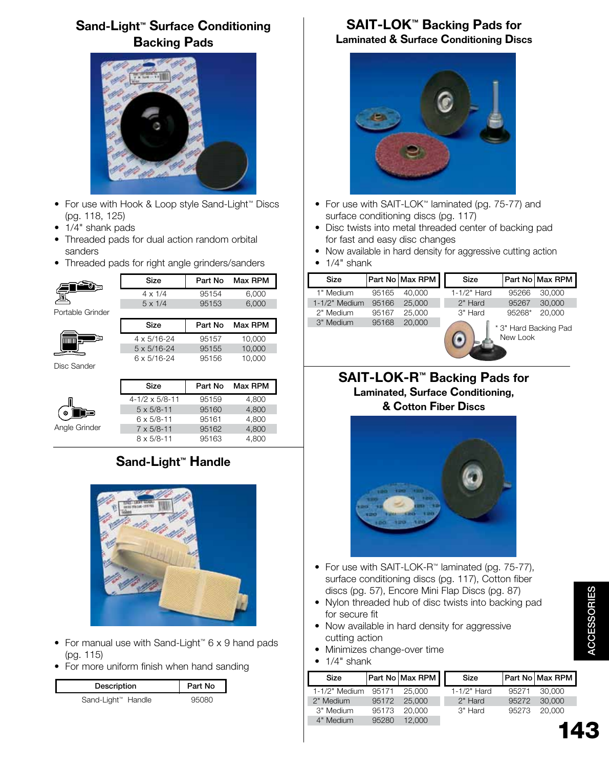## Sand-Light™ Surface Conditioning Backing Pads

- For use with Hook & Loop style Sand-Light™ Discs (pg. 118, 125)
- 1/4" shank pads
- Threaded pads for dual action random orbital sanders
- Threaded pads for right angle grinders/sanders

Portable Grinder

| Size | Part No | Max RPM |
|---|---|---|
| 4 x 1/4 | 95154 | 6,000 |
| 5 x 1/4 | 95153 | 6,000 |

Disc Sander

| Size | Part No | Max RPM |
|---|---|---|
| 4 x 5/16-24 | 95157 | 10,000 |
| 5 x 5/16-24 | 95155 | 10,000 |
| 6 x 5/16-24 | 95156 | 10,000 |

Angle Grinder

| Size | Part No | Max RPM |
|---|---|---|
| 4-1/2 x 5/8-11 | 95159 | 4,800 |
| 5 x 5/8-11 | 95160 | 4,800 |
| 6 x 5/8-11 | 95161 | 4,800 |
| 7 x 5/8-11 | 95162 | 4,800 |
| 8 x 5/8-11 | 95163 | 4,800 |

## Sand-Light™ Handle

- For manual use with Sand-Light™ 6 x 9 hand pads (pg. 115)
- For more uniform finish when hand sanding

| Description | Part No |
|---|---|
| Sand-Light™ Handle | 95080 |

## SAIT-LOK™ Backing Pads for Laminated & Surface Conditioning Discs

- For use with SAIT-LOK™ laminated (pg. 75-77) and surface conditioning discs (pg. 117)
- Disc twists into metal threaded center of backing pad for fast and easy disc changes
- Now available in hard density for aggressive cutting action
- 1/4" shank

| Size | Part No | Max RPM |
|---|---|---|
| 1" Medium | 95165 | 40,000 |
| 1-1/2" Medium | 95166 | 25,000 |
| 2" Medium | 95167 | 25,000 |
| 3" Medium | 95168 | 20,000 |

| Size | Part No | Max RPM |
|---|---|---|
| 1-1/2" Hard | 95266 | 30,000 |
| 2" Hard | 95267 | 30,000 |
| 3" Hard | 95268* | 20,000 |

* 3" Hard Backing Pad New Look

## SAIT-LOK-R™ Backing Pads for Laminated, Surface Conditioning, & Cotton Fiber Discs

- For use with SAIT-LOK-R™ laminated (pg. 75-77), surface conditioning discs (pg. 117), Cotton fiber discs (pg. 57), Encore Mini Flap Discs (pg. 87)
- Nylon threaded hub of disc twists into backing pad for secure fit
- Now available in hard density for aggressive cutting action
- Minimizes change-over time
- 1/4" shank

| Size | Part No | Max RPM |
|---|---|---|
| 1-1/2" Medium | 95171 | 25,000 |
| 2" Medium | 95172 | 25,000 |
| 3" Medium | 95173 | 20,000 |
| 4" Medium | 95280 | 12,000 |

| Size | Part No | Max RPM |
|---|---|---|
| 1-1/2" Hard | 95271 | 30,000 |
| 2" Hard | 95272 | 30,000 |
| 3" Hard | 95273 | 20,000 |

ACCESSORIES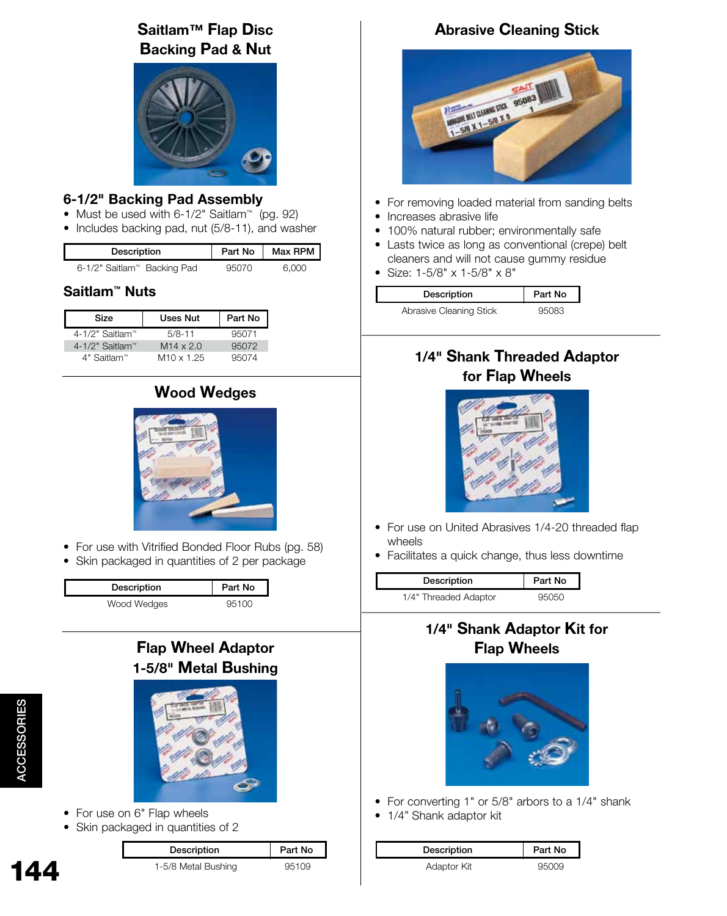## Saitlam™ Flap Disc Backing Pad & Nut

### 6-1/2" Backing Pad Assembly

- Must be used with 6-1/2" Saitlam™ (pg. 92)
- Includes backing pad, nut (5/8-11), and washer

| Description | Part No | Max RPM |
|---|---|---|
| 6-1/2" Saitlam™ Backing Pad | 95070 | 6,000 |

### Saitlam™ Nuts

| Size | Uses Nut | Part No |
|---|---|---|
| 4-1/2" Saitlam™ | 5/8-11 | 95071 |
| 4-1/2" Saitlam™ | M14 x 2.0 | 95072 |
| 4" Saitlam™ | M10 x 1.25 | 95074 |

## Wood Wedges

- For use with Vitrified Bonded Floor Rubs (pg. 58)
- Skin packaged in quantities of 2 per package

| Description | Part No |
|---|---|
| Wood Wedges | 95100 |

## Flap Wheel Adaptor 1-5/8" Metal Bushing

- For use on 6" Flap wheels
- Skin packaged in quantities of 2

| Description | Part No |
|---|---|
| 1-5/8 Metal Bushing | 95109 |

## Abrasive Cleaning Stick

- For removing loaded material from sanding belts
- Increases abrasive life
- 100% natural rubber; environmentally safe
- Lasts twice as long as conventional (crepe) belt cleaners and will not cause gummy residue
- Size: 1-5/8" x 1-5/8" x 8"

| Description | Part No |
|---|---|
| Abrasive Cleaning Stick | 95083 |

## 1/4" Shank Threaded Adaptor for Flap Wheels

- For use on United Abrasives 1/4-20 threaded flap wheels
- Facilitates a quick change, thus less downtime

| Description | Part No |
|---|---|
| 1/4" Threaded Adaptor | 95050 |

## 1/4" Shank Adaptor Kit for Flap Wheels

- For converting 1" or 5/8" arbors to a 1/4" shank
- 1/4" Shank adaptor kit

| Description | Part No |
|---|---|
| Adaptor Kit | 95009 |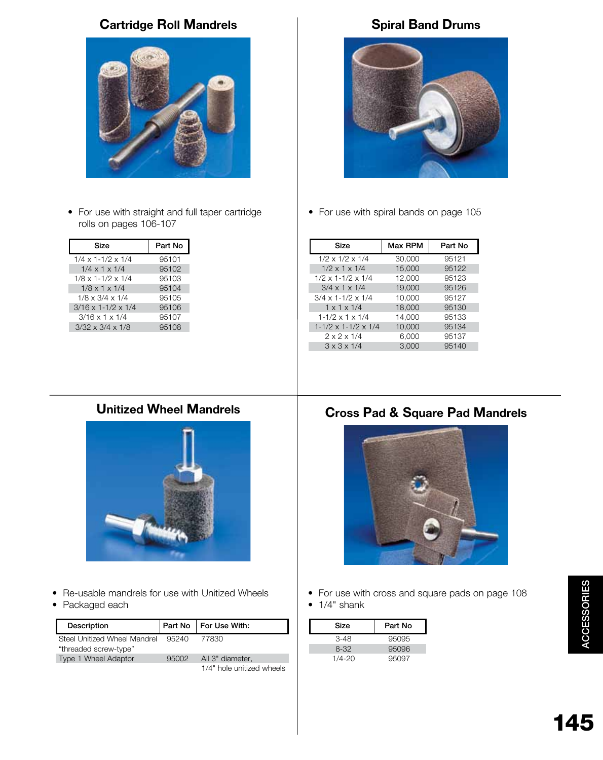## Cartridge Roll Mandrels

- For use with straight and full taper cartridge rolls on pages 106-107

| Size | Part No |
|---|---|
| 1/4 x 1-1/2 x 1/4 | 95101 |
| 1/4 x 1 x 1/4 | 95102 |
| 1/8 x 1-1/2 x 1/4 | 95103 |
| 1/8 x 1 x 1/4 | 95104 |
| 1/8 x 3/4 x 1/4 | 95105 |
| 3/16 x 1-1/2 x 1/4 | 95106 |
| 3/16 x 1 x 1/4 | 95107 |
| 3/32 x 3/4 x 1/8 | 95108 |

## Spiral Band Drums

- For use with spiral bands on page 105

| Size | Max RPM | Part No |
|---|---|---|
| 1/2 x 1/2 x 1/4 | 30,000 | 95121 |
| 1/2 x 1 x 1/4 | 15,000 | 95122 |
| 1/2 x 1-1/2 x 1/4 | 12,000 | 95123 |
| 3/4 x 1 x 1/4 | 19,000 | 95126 |
| 3/4 x 1-1/2 x 1/4 | 10,000 | 95127 |
| 1 x 1 x 1/4 | 18,000 | 95130 |
| 1-1/2 x 1 x 1/4 | 14,000 | 95133 |
| 1-1/2 x 1-1/2 x 1/4 | 10,000 | 95134 |
| 2 x 2 x 1/4 | 6,000 | 95137 |
| 3 x 3 x 1/4 | 3,000 | 95140 |

## Unitized Wheel Mandrels

- Re-usable mandrels for use with Unitized Wheels
- Packaged each

| Description | Part No | For Use With: |
|---|---|---|
| Steel Unitized Wheel Mandrel "threaded screw-type" | 95240 | 77830 |
| Type 1 Wheel Adaptor | 95002 | All 3" diameter, 1/4" hole unitized wheels |

## Cross Pad & Square Pad Mandrels

- For use with cross and square pads on page 108
- 1/4" shank

| Size | Part No |
|---|---|
| 3-48 | 95095 |
| 8-32 | 95096 |
| 1/4-20 | 95097 |

ACCESSORIES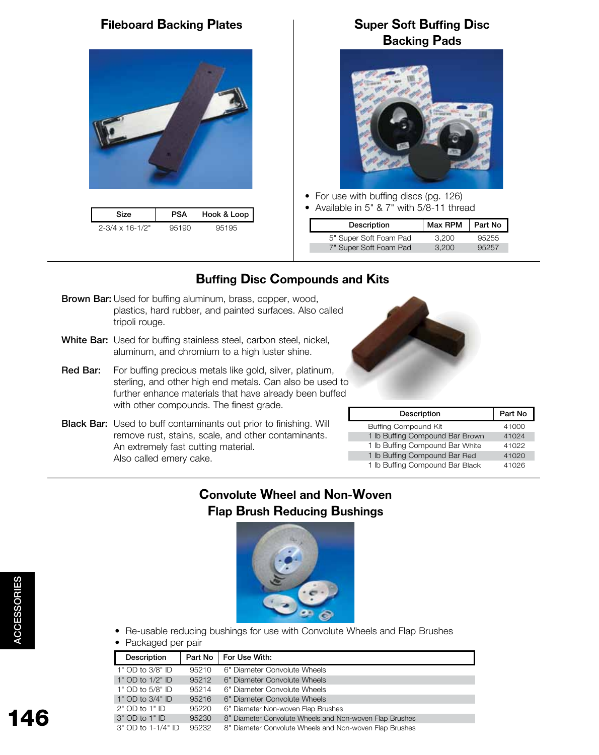## Fileboard Backing Plates

| Size | PSA | Hook & Loop |
|---|---|---|
| 2-3/4 x 16-1/2" | 95190 | 95195 |

## Super Soft Buffing Disc Backing Pads

- For use with buffing discs (pg. 126)
- Available in 5" & 7" with 5/8-11 thread

| Description | Max RPM | Part No |
|---|---|---|
| 5" Super Soft Foam Pad | 3,200 | 95255 |
| 7" Super Soft Foam Pad | 3,200 | 95257 |

## Buffing Disc Compounds and Kits

**Brown Bar:** Used for buffing aluminum, brass, copper, wood, plastics, hard rubber, and painted surfaces. Also called tripoli rouge.

**White Bar:** Used for buffing stainless steel, carbon steel, nickel, aluminum, and chromium to a high luster shine.

**Red Bar:** For buffing precious metals like gold, silver, platinum, sterling, and other high end metals. Can also be used to further enhance materials that have already been buffed with other compounds. The finest grade.

**Black Bar:** Used to buff contaminants out prior to finishing. Will remove rust, stains, scale, and other contaminants. An extremely fast cutting material. Also called emery cake.

| Description | Part No |
|---|---|
| Buffing Compound Kit | 41000 |
| 1 lb Buffing Compound Bar Brown | 41024 |
| 1 lb Buffing Compound Bar White | 41022 |
| 1 lb Buffing Compound Bar Red | 41020 |
| 1 lb Buffing Compound Bar Black | 41026 |

## Convolute Wheel and Non-Woven Flap Brush Reducing Bushings

- Re-usable reducing bushings for use with Convolute Wheels and Flap Brushes
- Packaged per pair

| Description | Part No | For Use With: |
|---|---|---|
| 1" OD to 3/8" ID | 95210 | 6" Diameter Convolute Wheels |
| 1" OD to 1/2" ID | 95212 | 6" Diameter Convolute Wheels |
| 1" OD to 5/8" ID | 95214 | 6" Diameter Convolute Wheels |
| 1" OD to 3/4" ID | 95216 | 6" Diameter Convolute Wheels |
| 2" OD to 1" ID | 95220 | 6" Diameter Non-woven Flap Brushes |
| 3" OD to 1" ID | 95230 | 8" Diameter Convolute Wheels and Non-woven Flap Brushes |
| 3" OD to 1-1/4" ID | 95232 | 8" Diameter Convolute Wheels and Non-woven Flap Brushes |